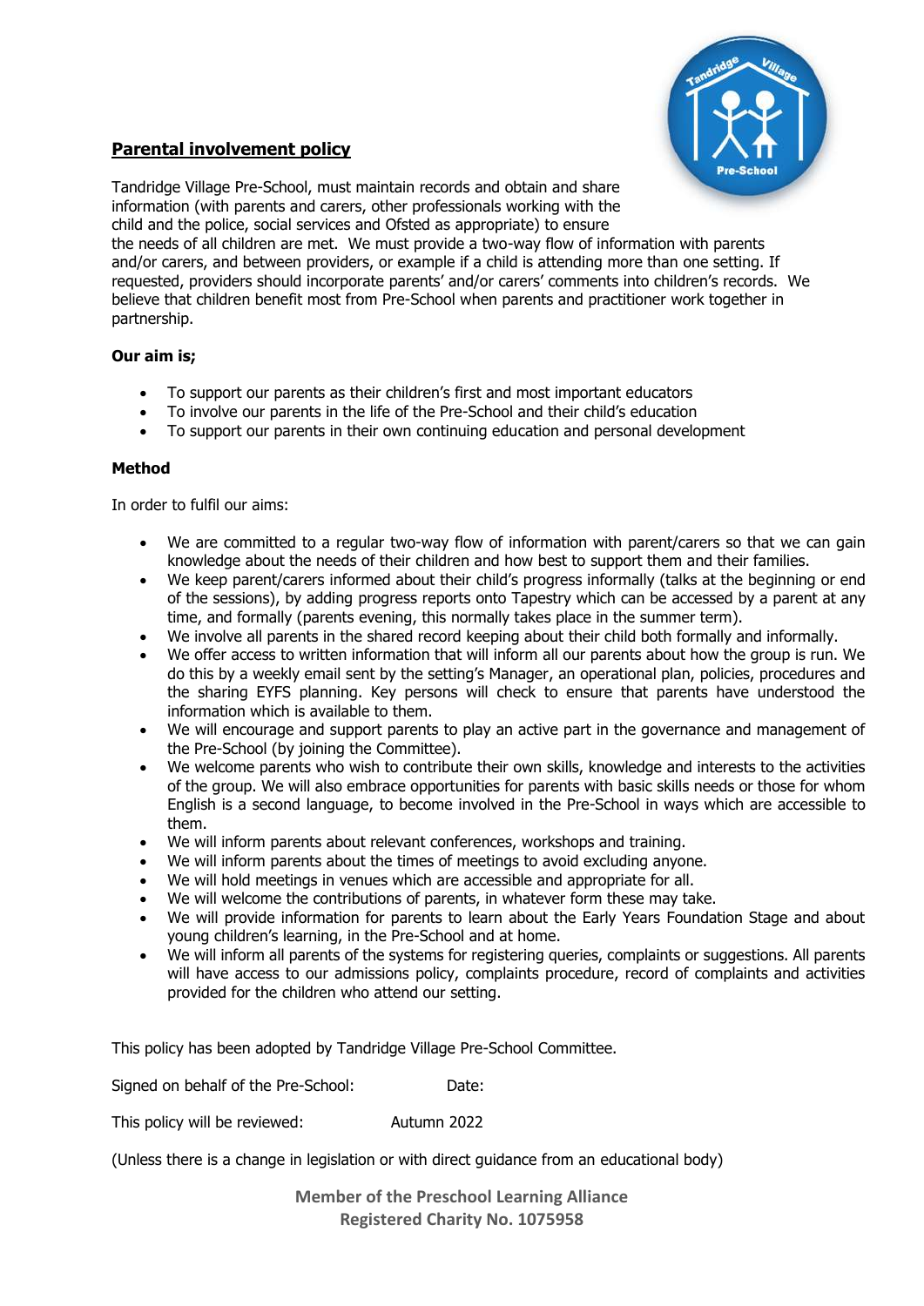## **Parental involvement policy**

Tandridge Village Pre-School, must maintain records and obtain and share information (with parents and carers, other professionals working with the child and the police, social services and Ofsted as appropriate) to ensure the needs of all children are met. We must provide a two-way flow of information with parents and/or carers, and between providers, or example if a child is attending more than one setting. If requested, providers should incorporate parents' and/or carers' comments into children's records. We believe that children benefit most from Pre-School when parents and practitioner work together in partnership.

**Our aim is;**

- To support our parents as their children's first and most important educators
- To involve our parents in the life of the Pre-School and their child's education
- To support our parents in their own continuing education and personal development

**Method**

In order to fulfil our aims:

- We are committed to a regular two-way flow of information with parent/carers so that we can gain knowledge about the needs of their children and how best to support them and their families.
- We keep parent/carers informed about their child's progress informally (talks at the beginning or end of the sessions), by adding progress reports onto Tapestry which can be accessed by a parent at any time, and formally (parents evening, this normally takes place in the summer term).
- We involve all parents in the shared record keeping about their child both formally and informally.
- We offer access to written information that will inform all our parents about how the group is run. We do this by a weekly email sent by the setting's Manager, an operational plan, policies, procedures and the sharing EYFS planning. Key persons will check to ensure that parents have understood the information which is available to them.
- We will encourage and support parents to play an active part in the governance and management of the Pre-School (by joining the Committee).
- We welcome parents who wish to contribute their own skills, knowledge and interests to the activities of the group. We will also embrace opportunities for parents with basic skills needs or those for whom English is a second language, to become involved in the Pre-School in ways which are accessible to them.
- We will inform parents about relevant conferences, workshops and training.
- We will inform parents about the times of meetings to avoid excluding anyone.
- We will hold meetings in venues which are accessible and appropriate for all.
- We will welcome the contributions of parents, in whatever form these may take.
- We will provide information for parents to learn about the Early Years Foundation Stage and about young children's learning, in the Pre-School and at home.
- We will inform all parents of the systems for registering queries, complaints or suggestions. All parents will have access to our admissions policy, complaints procedure, record of complaints and activities provided for the children who attend our setting.

This policy has been adopted by Tandridge Village Pre-School Committee.

Signed on behalf of the Pre-School: Date:

This policy will be reviewed: Autumn 2022

(Unless there is a change in legislation or with direct guidance from an educational body)

**Member of the Preschool Learning Alliance**
**Registered Charity No. 1075958**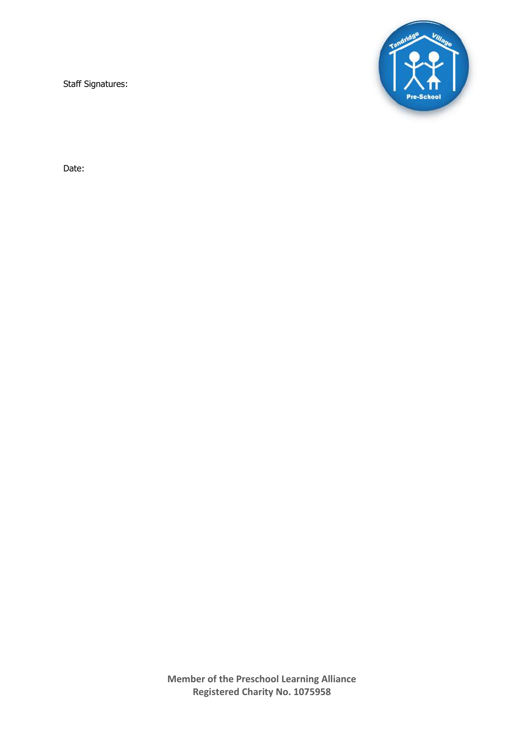Staff Signatures:

Date:

**Member of the Preschool Learning Alliance**
**Registered Charity No. 1075958**